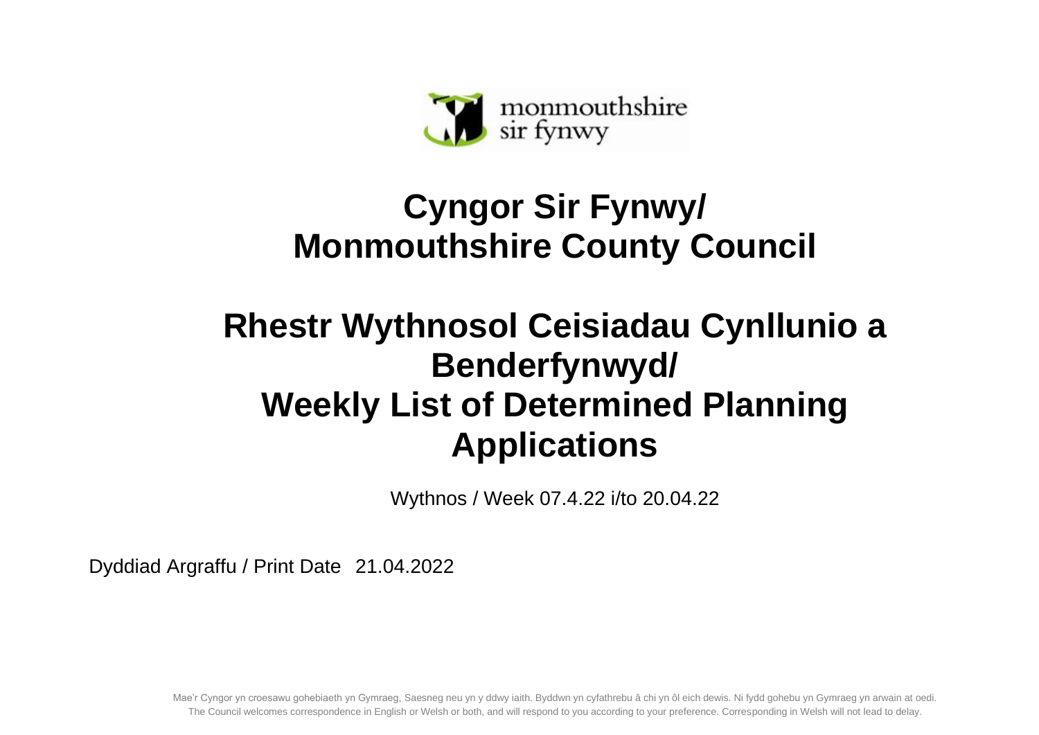monmouthshire
sir fynwy

# Cyngor Sir Fynwy/
# Monmouthshire County Council

# Rhestr Wythnosol Ceisiadau Cynllunio a Benderfynwyd/
# Weekly List of Determined Planning Applications

Wythnos / Week 07.4.22 i/to 20.04.22

Dyddiad Argraffu / Print Date 21.04.2022

Mae'r Cyngor yn croesawu gohebiaeth yn Gymraeg, Saesneg neu yn y ddwy iaith. Byddwn yn cyfathrebu â chi yn ôl eich dewis. Ni fydd gohebu yn Gymraeg yn arwain at oedi.
The Council welcomes correspondence in English or Welsh or both, and will respond to you according to your preference. Corresponding in Welsh will not lead to delay.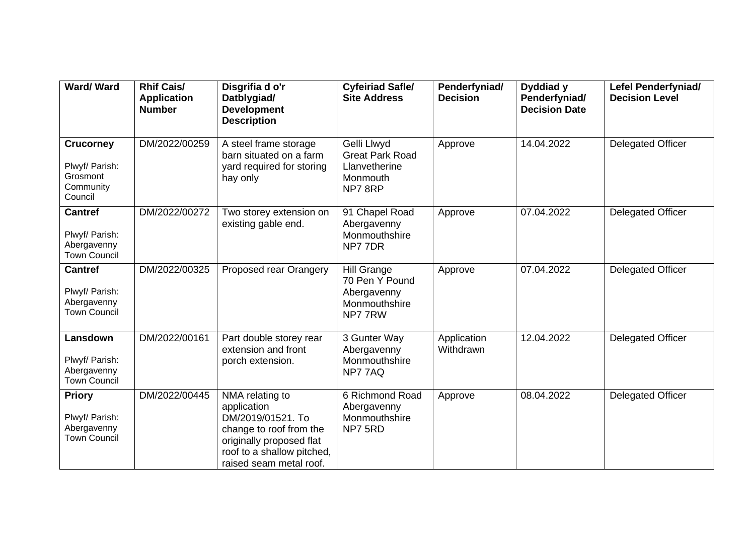| Ward/ Ward | Rhif Cais/ Application Number | Disgrifia d o'r Datblygiad/ Development Description | Cyfeiriad Safle/ Site Address | Penderfyniad/ Decision | Dyddiad y Penderfyniad/ Decision Date | Lefel Penderfyniad/ Decision Level |
|---|---|---|---|---|---|---|
| **Crucorney**<br>Plwyf/ Parish: Grosmont Community Council | DM/2022/00259 | A steel frame storage barn situated on a farm yard required for storing hay only | Gelli Llwyd<br>Great Park Road<br>Llanvetherine<br>Monmouth<br>NP7 8RP | Approve | 14.04.2022 | Delegated Officer |
| **Cantref**<br>Plwyf/ Parish: Abergavenny Town Council | DM/2022/00272 | Two storey extension on existing gable end. | 91 Chapel Road<br>Abergavenny<br>Monmouthshire<br>NP7 7DR | Approve | 07.04.2022 | Delegated Officer |
| **Cantref**<br>Plwyf/ Parish: Abergavenny Town Council | DM/2022/00325 | Proposed rear Orangery | Hill Grange<br>70 Pen Y Pound<br>Abergavenny<br>Monmouthshire<br>NP7 7RW | Approve | 07.04.2022 | Delegated Officer |
| **Lansdown**<br>Plwyf/ Parish: Abergavenny Town Council | DM/2022/00161 | Part double storey rear extension and front porch extension. | 3 Gunter Way<br>Abergavenny<br>Monmouthshire<br>NP7 7AQ | Application Withdrawn | 12.04.2022 | Delegated Officer |
| **Priory**<br>Plwyf/ Parish: Abergavenny Town Council | DM/2022/00445 | NMA relating to application DM/2019/01521. To change to roof from the originally proposed flat roof to a shallow pitched, raised seam metal roof. | 6 Richmond Road<br>Abergavenny<br>Monmouthshire<br>NP7 5RD | Approve | 08.04.2022 | Delegated Officer |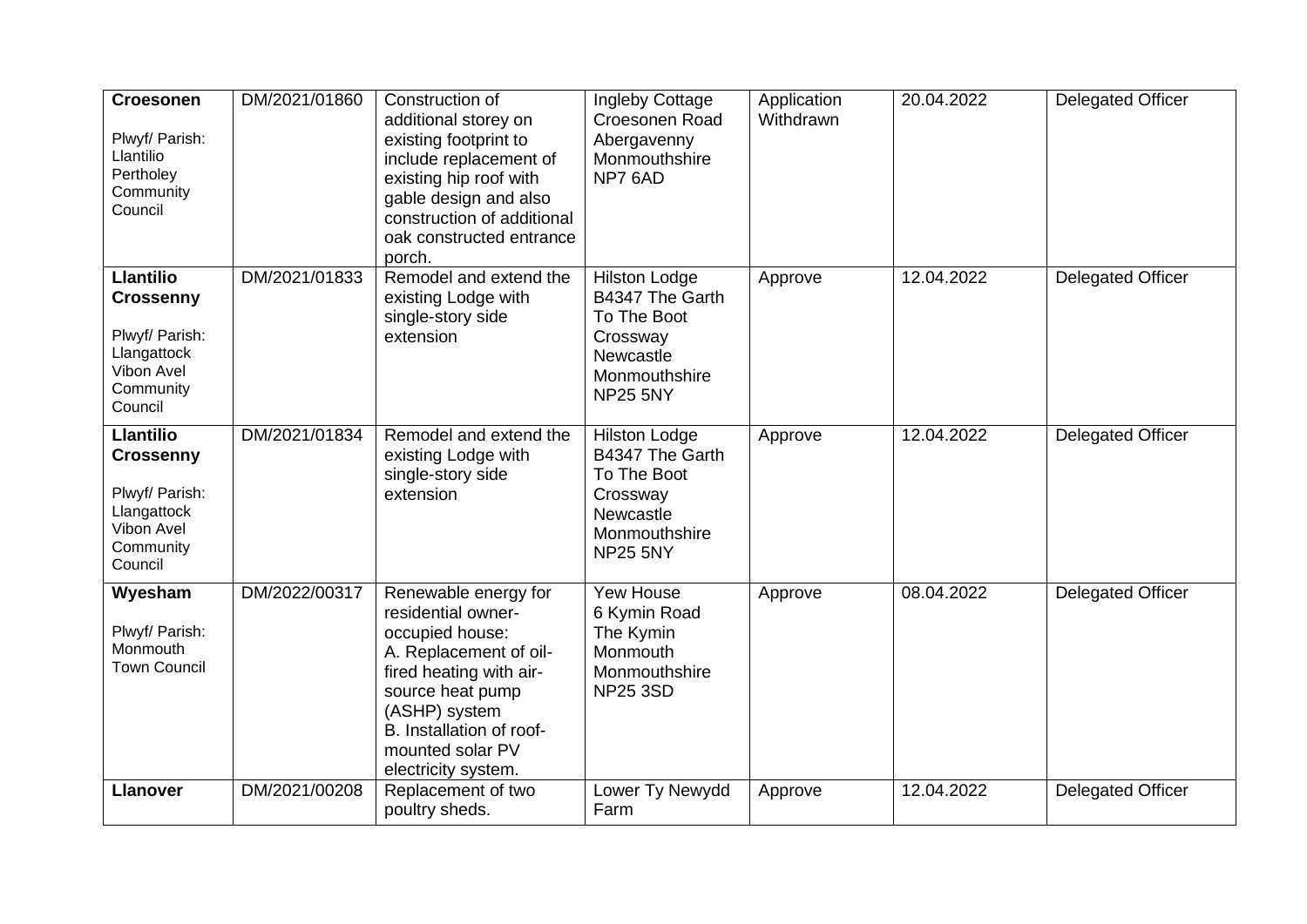| **Croesonen**<br><br>Plwyf/ Parish: Llantilio Pertholey Community Council | DM/2021/01860 | Construction of additional storey on existing footprint to include replacement of existing hip roof with gable design and also construction of additional oak constructed entrance porch. | Ingleby Cottage Croesonen Road Abergavenny Monmouthshire NP7 6AD | Application Withdrawn | 20.04.2022 | Delegated Officer |
|---|---|---|---|---|---|---|
| **Llantilio Crossenny**<br><br>Plwyf/ Parish: Llangattock Vibon Avel Community Council | DM/2021/01833 | Remodel and extend the existing Lodge with single-story side extension | Hilston Lodge B4347 The Garth To The Boot Crossway Newcastle Monmouthshire NP25 5NY | Approve | 12.04.2022 | Delegated Officer |
| **Llantilio Crossenny**<br><br>Plwyf/ Parish: Llangattock Vibon Avel Community Council | DM/2021/01834 | Remodel and extend the existing Lodge with single-story side extension | Hilston Lodge B4347 The Garth To The Boot Crossway Newcastle Monmouthshire NP25 5NY | Approve | 12.04.2022 | Delegated Officer |
| **Wyesham**<br><br>Plwyf/ Parish: Monmouth Town Council | DM/2022/00317 | Renewable energy for residential owner-occupied house:<br>A. Replacement of oil-fired heating with air-source heat pump (ASHP) system<br>B. Installation of roof-mounted solar PV electricity system. | Yew House 6 Kymin Road The Kymin Monmouth Monmouthshire NP25 3SD | Approve | 08.04.2022 | Delegated Officer |
| **Llanover** | DM/2021/00208 | Replacement of two poultry sheds. | Lower Ty Newydd Farm | Approve | 12.04.2022 | Delegated Officer |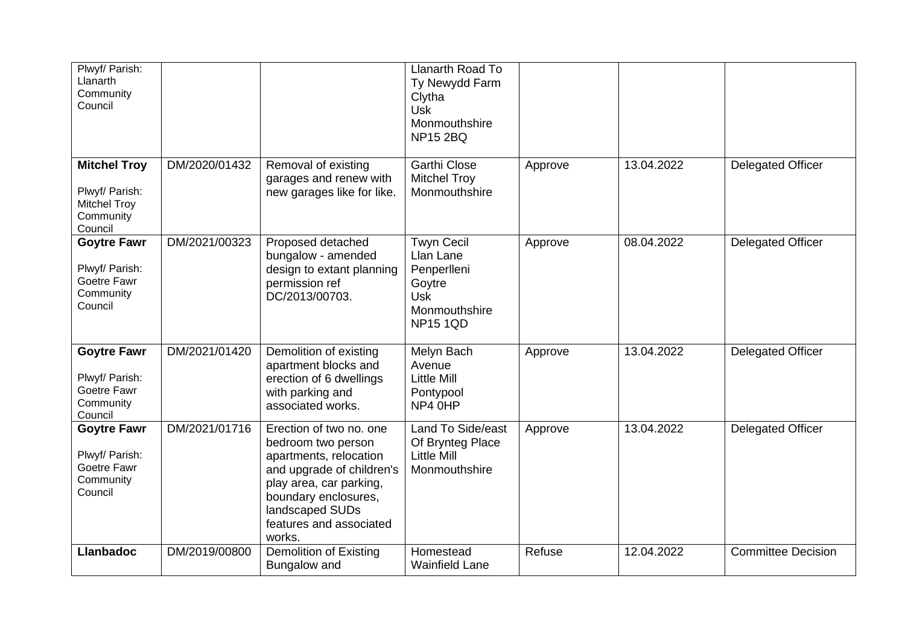| | | | | | | |
|---|---|---|---|---|---|---|
| Plwyf/ Parish: Llanarth Community Council | | | Llanarth Road To Ty Newydd Farm Clytha Usk Monmouthshire NP15 2BQ | | | |
| **Mitchel Troy** Plwyf/ Parish: Mitchel Troy Community Council | DM/2020/01432 | Removal of existing garages and renew with new garages like for like. | Garthi Close Mitchel Troy Monmouthshire | Approve | 13.04.2022 | Delegated Officer |
| **Goytre Fawr** Plwyf/ Parish: Goetre Fawr Community Council | DM/2021/00323 | Proposed detached bungalow - amended design to extant planning permission ref DC/2013/00703. | Twyn Cecil Llan Lane Penperlleni Goytre Usk Monmouthshire NP15 1QD | Approve | 08.04.2022 | Delegated Officer |
| **Goytre Fawr** Plwyf/ Parish: Goetre Fawr Community Council | DM/2021/01420 | Demolition of existing apartment blocks and erection of 6 dwellings with parking and associated works. | Melyn Bach Avenue Little Mill Pontypool NP4 0HP | Approve | 13.04.2022 | Delegated Officer |
| **Goytre Fawr** Plwyf/ Parish: Goetre Fawr Community Council | DM/2021/01716 | Erection of two no. one bedroom two person apartments, relocation and upgrade of children's play area, car parking, boundary enclosures, landscaped SUDs features and associated works. | Land To Side/east Of Brynteg Place Little Mill Monmouthshire | Approve | 13.04.2022 | Delegated Officer |
| **Llanbadoc** | DM/2019/00800 | Demolition of Existing Bungalow and | Homestead Wainfield Lane | Refuse | 12.04.2022 | Committee Decision |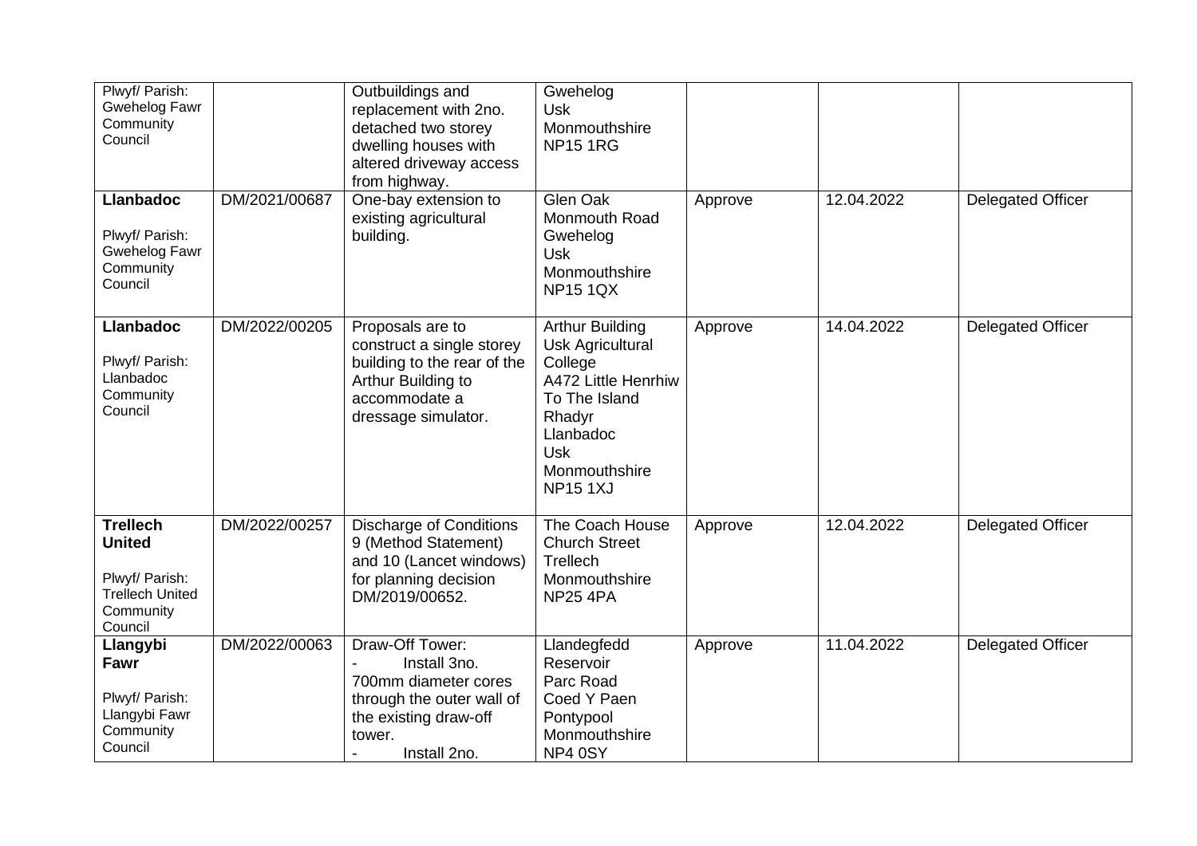| | | | | | | |
|---|---|---|---|---|---|---|
| Plwyf/ Parish: Gwehelog Fawr Community Council | | Outbuildings and replacement with 2no. detached two storey dwelling houses with altered driveway access from highway. | Gwehelog Usk Monmouthshire NP15 1RG | | | |
| **Llanbadoc** Plwyf/ Parish: Gwehelog Fawr Community Council | DM/2021/00687 | One-bay extension to existing agricultural building. | Glen Oak Monmouth Road Gwehelog Usk Monmouthshire NP15 1QX | Approve | 12.04.2022 | Delegated Officer |
| **Llanbadoc** Plwyf/ Parish: Llanbadoc Community Council | DM/2022/00205 | Proposals are to construct a single storey building to the rear of the Arthur Building to accommodate a dressage simulator. | Arthur Building Usk Agricultural College A472 Little Henrhiw To The Island Rhadyr Llanbadoc Usk Monmouthshire NP15 1XJ | Approve | 14.04.2022 | Delegated Officer |
| **Trellech United** Plwyf/ Parish: Trellech United Community Council | DM/2022/00257 | Discharge of Conditions 9 (Method Statement) and 10 (Lancet windows) for planning decision DM/2019/00652. | The Coach House Church Street Trellech Monmouthshire NP25 4PA | Approve | 12.04.2022 | Delegated Officer |
| **Llangybi Fawr** Plwyf/ Parish: Llangybi Fawr Community Council | DM/2022/00063 | Draw-Off Tower: - Install 3no. 700mm diameter cores through the outer wall of the existing draw-off tower. - Install 2no. | Llandegfedd Reservoir Parc Road Coed Y Paen Pontypool Monmouthshire NP4 0SY | Approve | 11.04.2022 | Delegated Officer |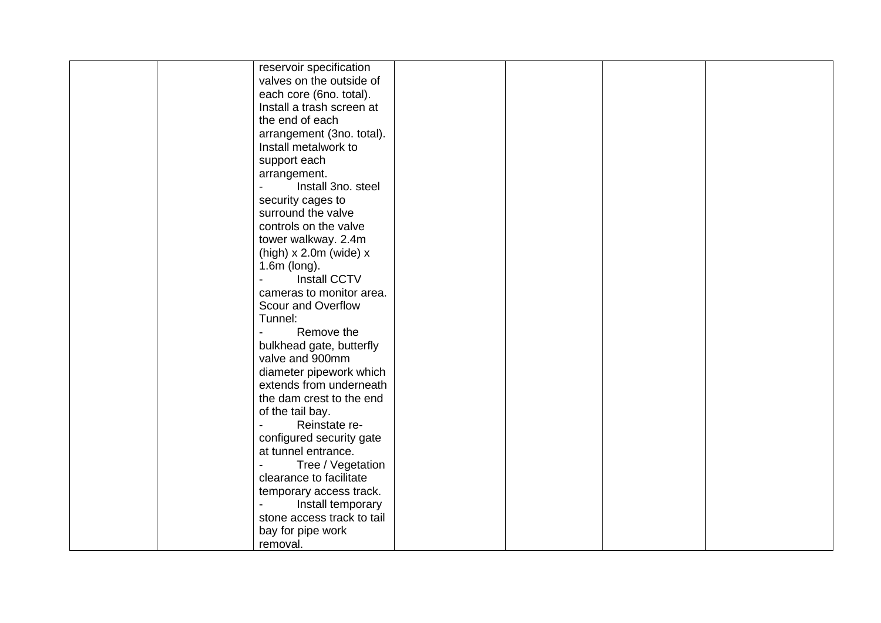|  |  |  |  |  |  |  |
|---|---|---|---|---|---|---|
|  |  | reservoir specification valves on the outside of each core (6no. total). Install a trash screen at the end of each arrangement (3no. total). Install metalwork to support each arrangement.<br>- Install 3no. steel security cages to surround the valve controls on the valve tower walkway. 2.4m (high) x 2.0m (wide) x 1.6m (long).<br>- Install CCTV cameras to monitor area.<br>Scour and Overflow Tunnel:<br>- Remove the bulkhead gate, butterfly valve and 900mm diameter pipework which extends from underneath the dam crest to the end of the tail bay.<br>- Reinstate re-configured security gate at tunnel entrance.<br>- Tree / Vegetation clearance to facilitate temporary access track.<br>- Install temporary stone access track to tail bay for pipe work removal. |  |  |  |  |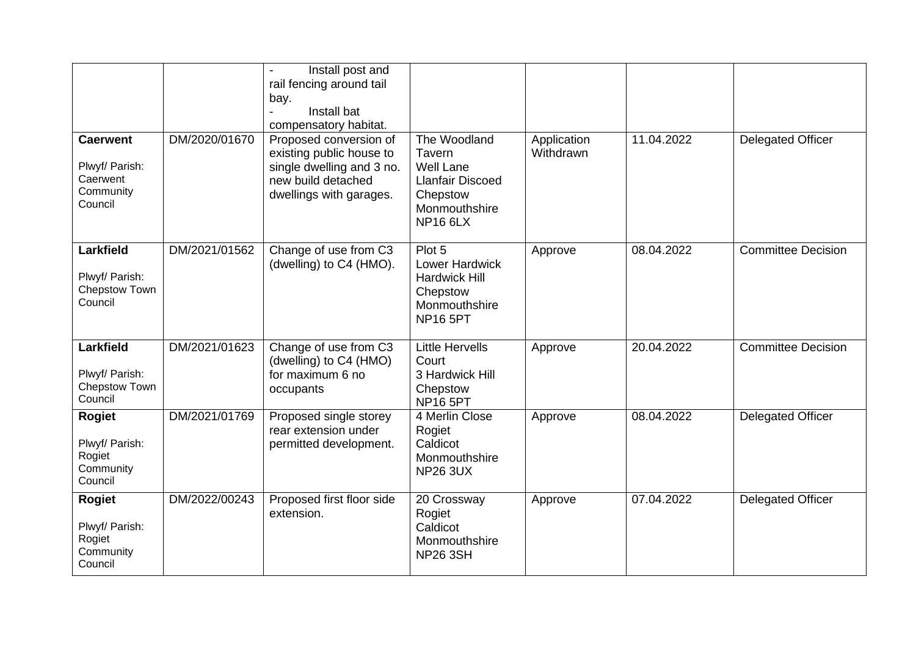| | | - Install post and rail fencing around tail bay.<br>- Install bat compensatory habitat. | | | | |
|---|---|---|---|---|---|---|
| **Caerwent**<br><br>Plwyf/ Parish: Caerwent Community Council | DM/2020/01670 | Proposed conversion of existing public house to single dwelling and 3 no. new build detached dwellings with garages. | The Woodland Tavern<br>Well Lane<br>Llanfair Discoed<br>Chepstow<br>Monmouthshire<br>NP16 6LX | Application Withdrawn | 11.04.2022 | Delegated Officer |
| **Larkfield**<br><br>Plwyf/ Parish: Chepstow Town Council | DM/2021/01562 | Change of use from C3 (dwelling) to C4 (HMO). | Plot 5<br>Lower Hardwick<br>Hardwick Hill<br>Chepstow<br>Monmouthshire<br>NP16 5PT | Approve | 08.04.2022 | Committee Decision |
| **Larkfield**<br><br>Plwyf/ Parish: Chepstow Town Council | DM/2021/01623 | Change of use from C3 (dwelling) to C4 (HMO) for maximum 6 no occupants | Little Hervells Court<br>3 Hardwick Hill<br>Chepstow<br>NP16 5PT | Approve | 20.04.2022 | Committee Decision |
| **Rogiet**<br><br>Plwyf/ Parish: Rogiet Community Council | DM/2021/01769 | Proposed single storey rear extension under permitted development. | 4 Merlin Close<br>Rogiet<br>Caldicot<br>Monmouthshire<br>NP26 3UX | Approve | 08.04.2022 | Delegated Officer |
| **Rogiet**<br><br>Plwyf/ Parish: Rogiet Community Council | DM/2022/00243 | Proposed first floor side extension. | 20 Crossway<br>Rogiet<br>Caldicot<br>Monmouthshire<br>NP26 3SH | Approve | 07.04.2022 | Delegated Officer |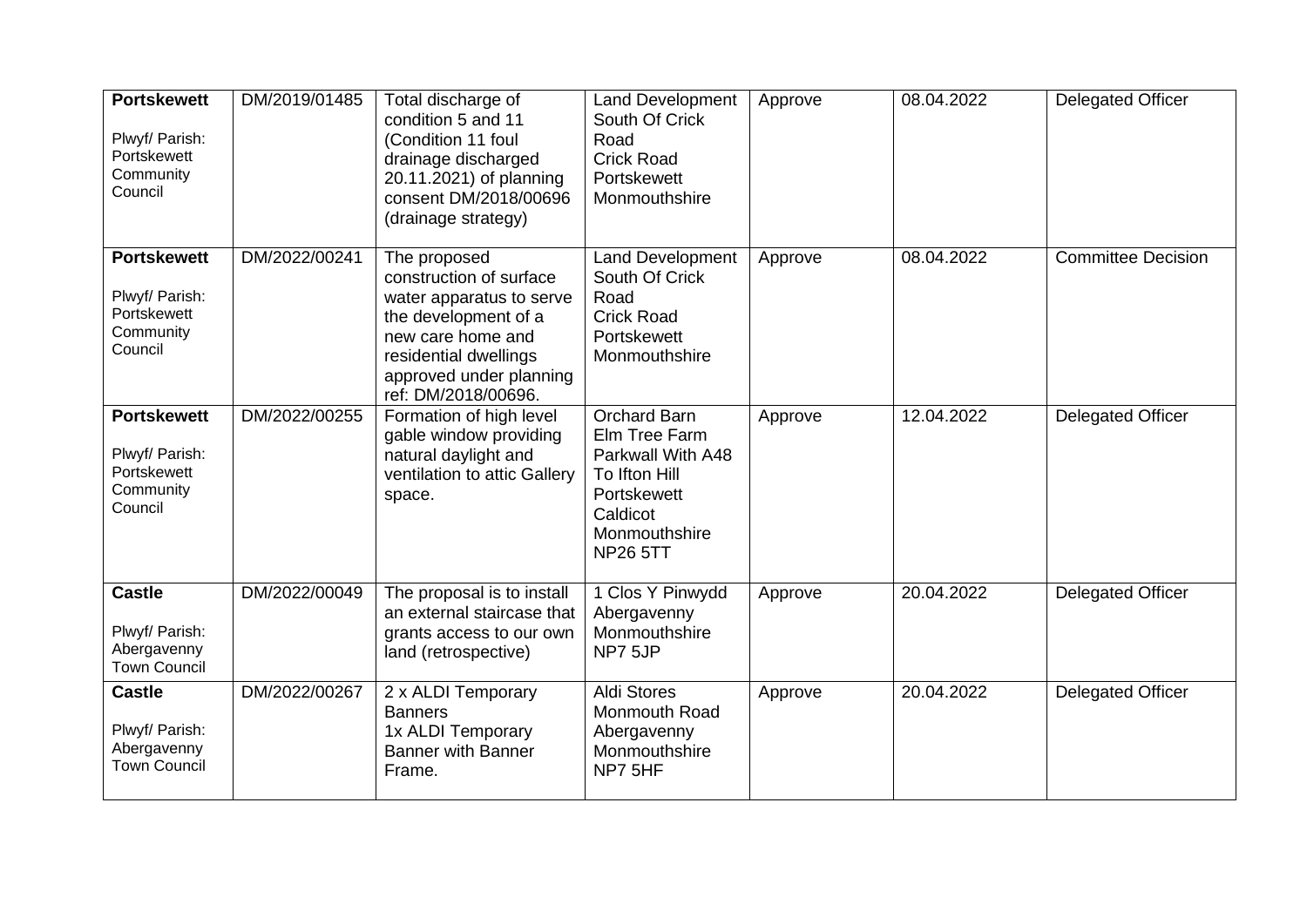| | | | | | | |
|---|---|---|---|---|---|---|
| **Portskewett**<br><br>Plwyf/ Parish: Portskewett Community Council | DM/2019/01485 | Total discharge of condition 5 and 11 (Condition 11 foul drainage discharged 20.11.2021) of planning consent DM/2018/00696 (drainage strategy) | Land Development South Of Crick Road Crick Road Portskewett Monmouthshire | Approve | 08.04.2022 | Delegated Officer |
| **Portskewett**<br><br>Plwyf/ Parish: Portskewett Community Council | DM/2022/00241 | The proposed construction of surface water apparatus to serve the development of a new care home and residential dwellings approved under planning ref: DM/2018/00696. | Land Development South Of Crick Road Crick Road Portskewett Monmouthshire | Approve | 08.04.2022 | Committee Decision |
| **Portskewett**<br><br>Plwyf/ Parish: Portskewett Community Council | DM/2022/00255 | Formation of high level gable window providing natural daylight and ventilation to attic Gallery space. | Orchard Barn Elm Tree Farm Parkwall With A48 To Ifton Hill Portskewett Caldicot Monmouthshire NP26 5TT | Approve | 12.04.2022 | Delegated Officer |
| **Castle**<br><br>Plwyf/ Parish: Abergavenny Town Council | DM/2022/00049 | The proposal is to install an external staircase that grants access to our own land (retrospective) | 1 Clos Y Pinwydd Abergavenny Monmouthshire NP7 5JP | Approve | 20.04.2022 | Delegated Officer |
| **Castle**<br><br>Plwyf/ Parish: Abergavenny Town Council | DM/2022/00267 | 2 x ALDI Temporary Banners<br>1x ALDI Temporary Banner with Banner Frame. | Aldi Stores Monmouth Road Abergavenny Monmouthshire NP7 5HF | Approve | 20.04.2022 | Delegated Officer |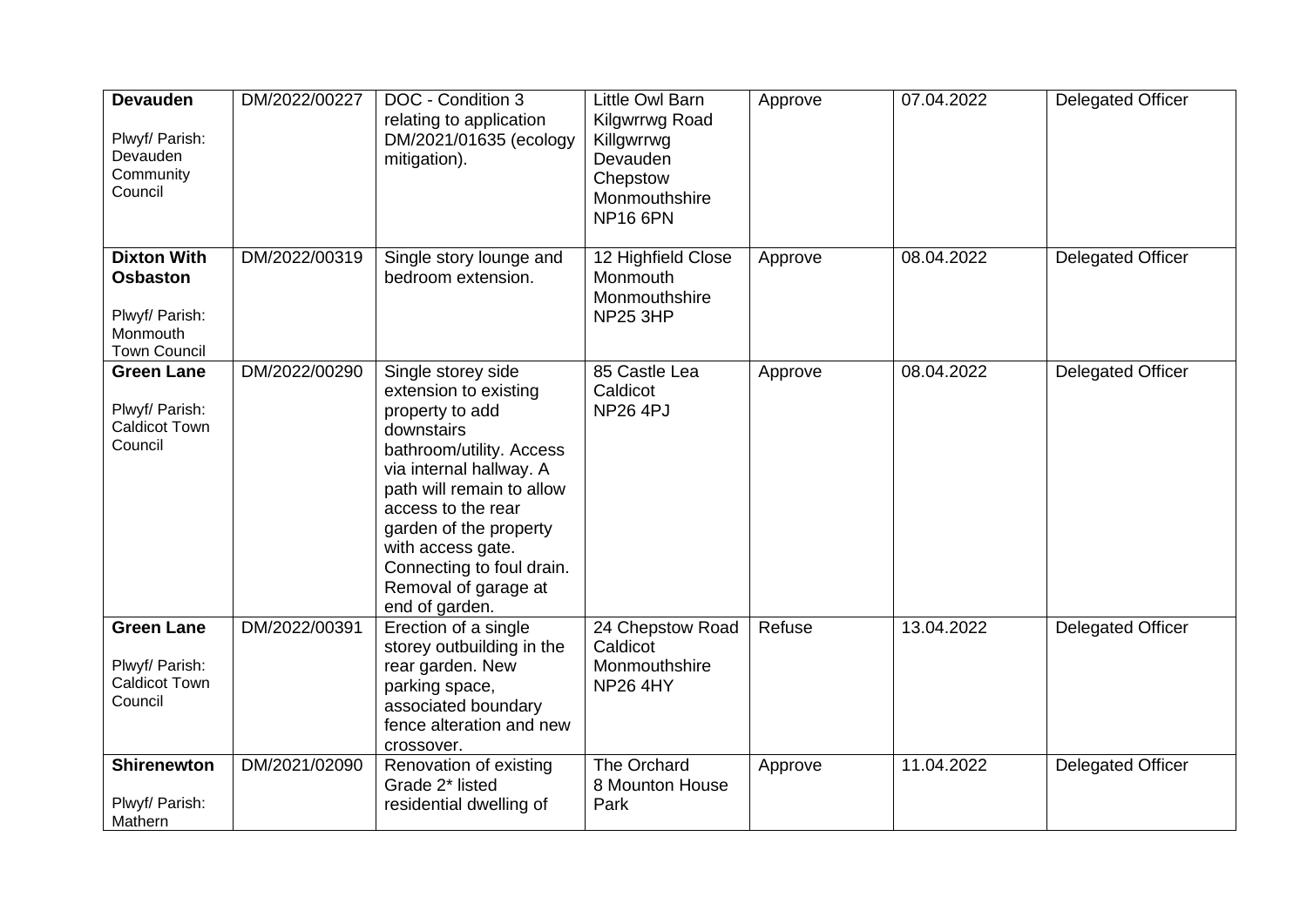| | | | | | | |
|---|---|---|---|---|---|---|
| **Devauden**<br><br>Plwyf/ Parish: Devauden Community Council | DM/2022/00227 | DOC - Condition 3 relating to application DM/2021/01635 (ecology mitigation). | Little Owl Barn Kilgwrrwg Road Killgwrrwg Devauden Chepstow Monmouthshire NP16 6PN | Approve | 07.04.2022 | Delegated Officer |
| **Dixton With Osbaston**<br><br>Plwyf/ Parish: Monmouth Town Council | DM/2022/00319 | Single story lounge and bedroom extension. | 12 Highfield Close Monmouth Monmouthshire NP25 3HP | Approve | 08.04.2022 | Delegated Officer |
| **Green Lane**<br><br>Plwyf/ Parish: Caldicot Town Council | DM/2022/00290 | Single storey side extension to existing property to add downstairs bathroom/utility. Access via internal hallway. A path will remain to allow access to the rear garden of the property with access gate. Connecting to foul drain. Removal of garage at end of garden. | 85 Castle Lea Caldicot NP26 4PJ | Approve | 08.04.2022 | Delegated Officer |
| **Green Lane**<br><br>Plwyf/ Parish: Caldicot Town Council | DM/2022/00391 | Erection of a single storey outbuilding in the rear garden. New parking space, associated boundary fence alteration and new crossover. | 24 Chepstow Road Caldicot Monmouthshire NP26 4HY | Refuse | 13.04.2022 | Delegated Officer |
| **Shirenewton**<br><br>Plwyf/ Parish: Mathern | DM/2021/02090 | Renovation of existing Grade 2* listed residential dwelling of | The Orchard 8 Mounton House Park | Approve | 11.04.2022 | Delegated Officer |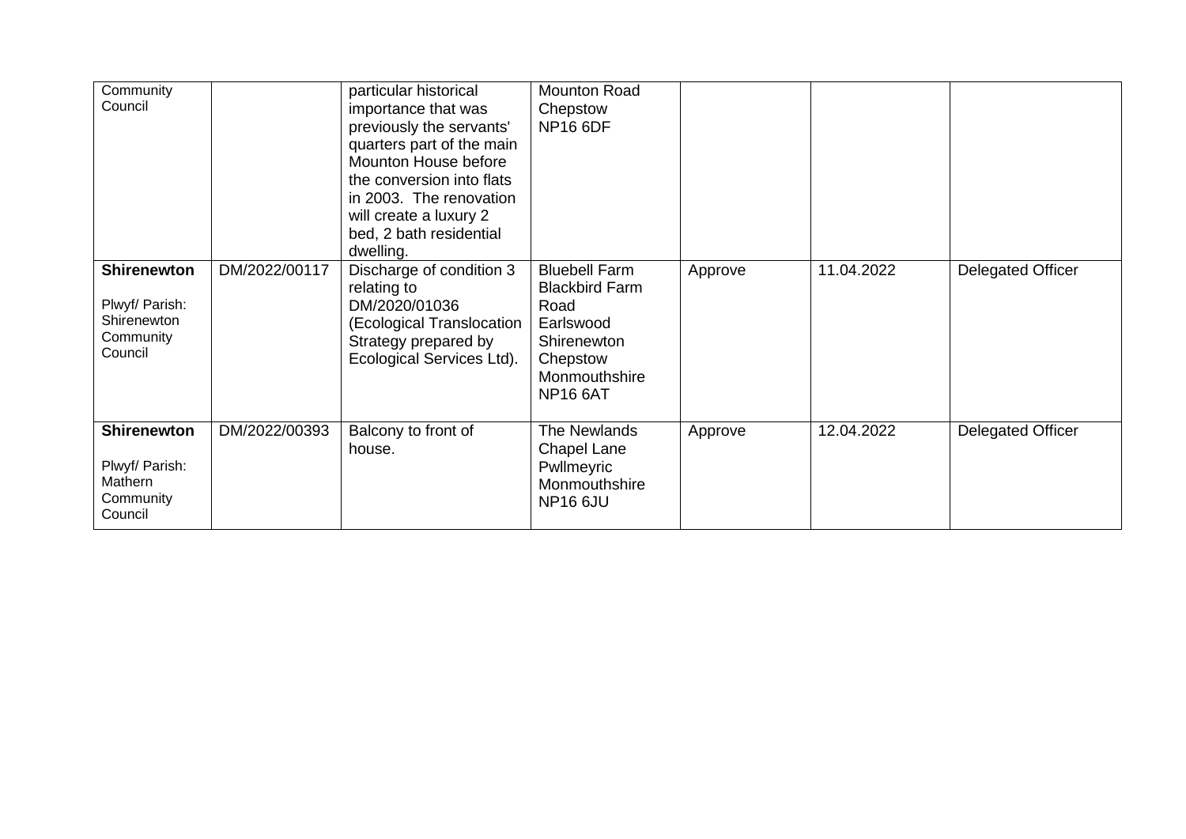| | | | | | | |
|---|---|---|---|---|---|---|
| Community Council | | particular historical importance that was previously the servants' quarters part of the main Mounton House before the conversion into flats in 2003. The renovation will create a luxury 2 bed, 2 bath residential dwelling. | Mounton Road Chepstow NP16 6DF | | | |
| **Shirenewton** Plwyf/ Parish: Shirenewton Community Council | DM/2022/00117 | Discharge of condition 3 relating to DM/2020/01036 (Ecological Translocation Strategy prepared by Ecological Services Ltd). | Bluebell Farm Blackbird Farm Road Earlswood Shirenewton Chepstow Monmouthshire NP16 6AT | Approve | 11.04.2022 | Delegated Officer |
| **Shirenewton** Plwyf/ Parish: Mathern Community Council | DM/2022/00393 | Balcony to front of house. | The Newlands Chapel Lane Pwllmeyric Monmouthshire NP16 6JU | Approve | 12.04.2022 | Delegated Officer |